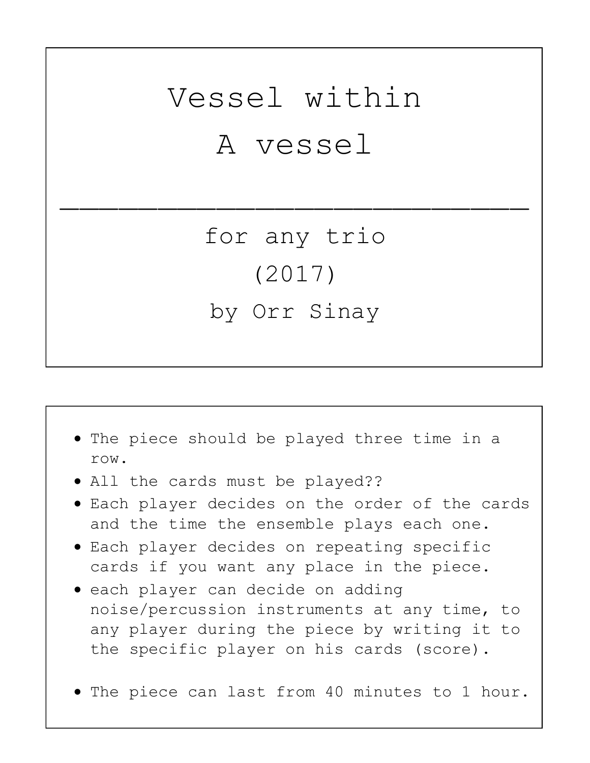# Vessel within A vessel

---

for any trio

(2017)

by Orr Sinay

- The piece should be played three time in a row.
- All the cards must be played??
- Each player decides on the order of the cards and the time the ensemble plays each one.
- Each player decides on repeating specific cards if you want any place in the piece.
- each player can decide on adding noise/percussion instruments at any time, to any player during the piece by writing it to the specific player on his cards (score).

- The piece can last from 40 minutes to 1 hour.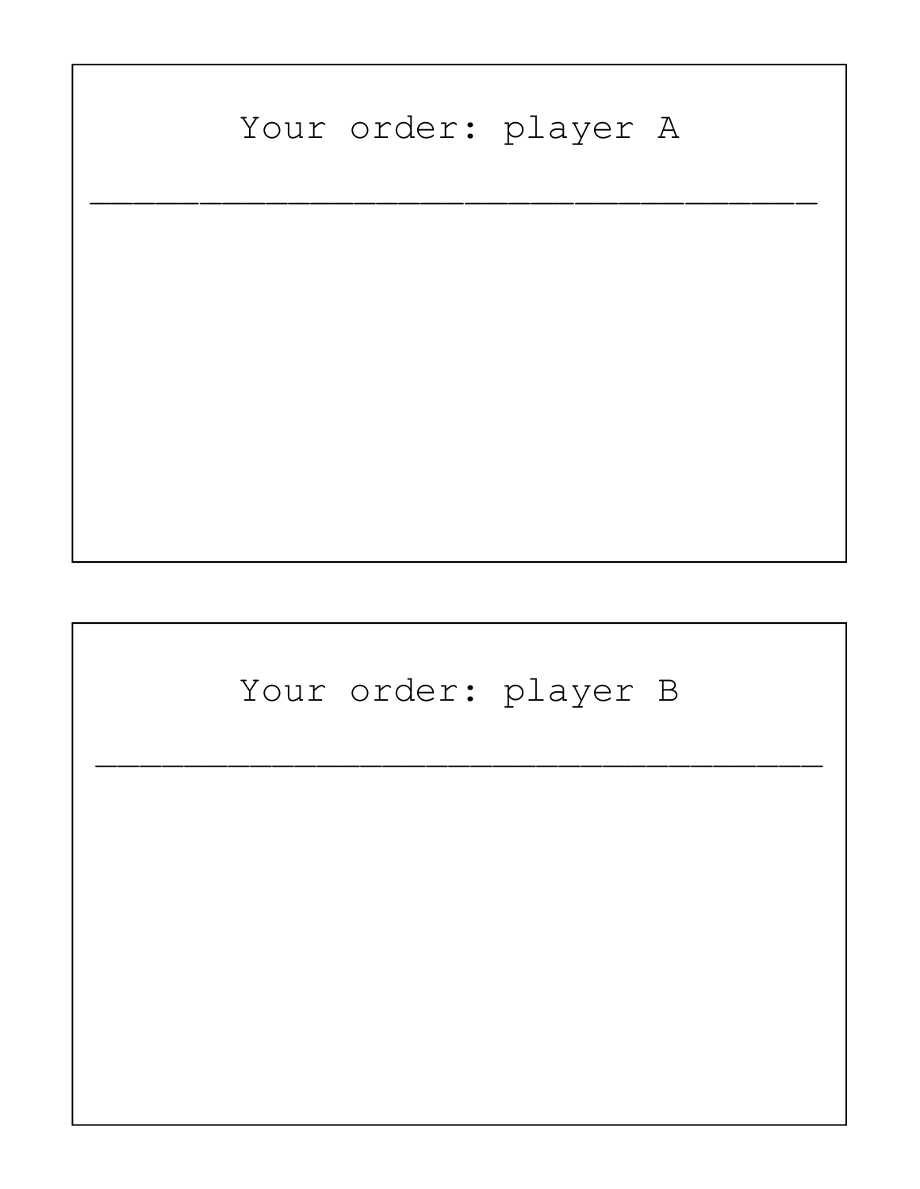Your order: player A

_______________________________________

Your order: player B

_______________________________________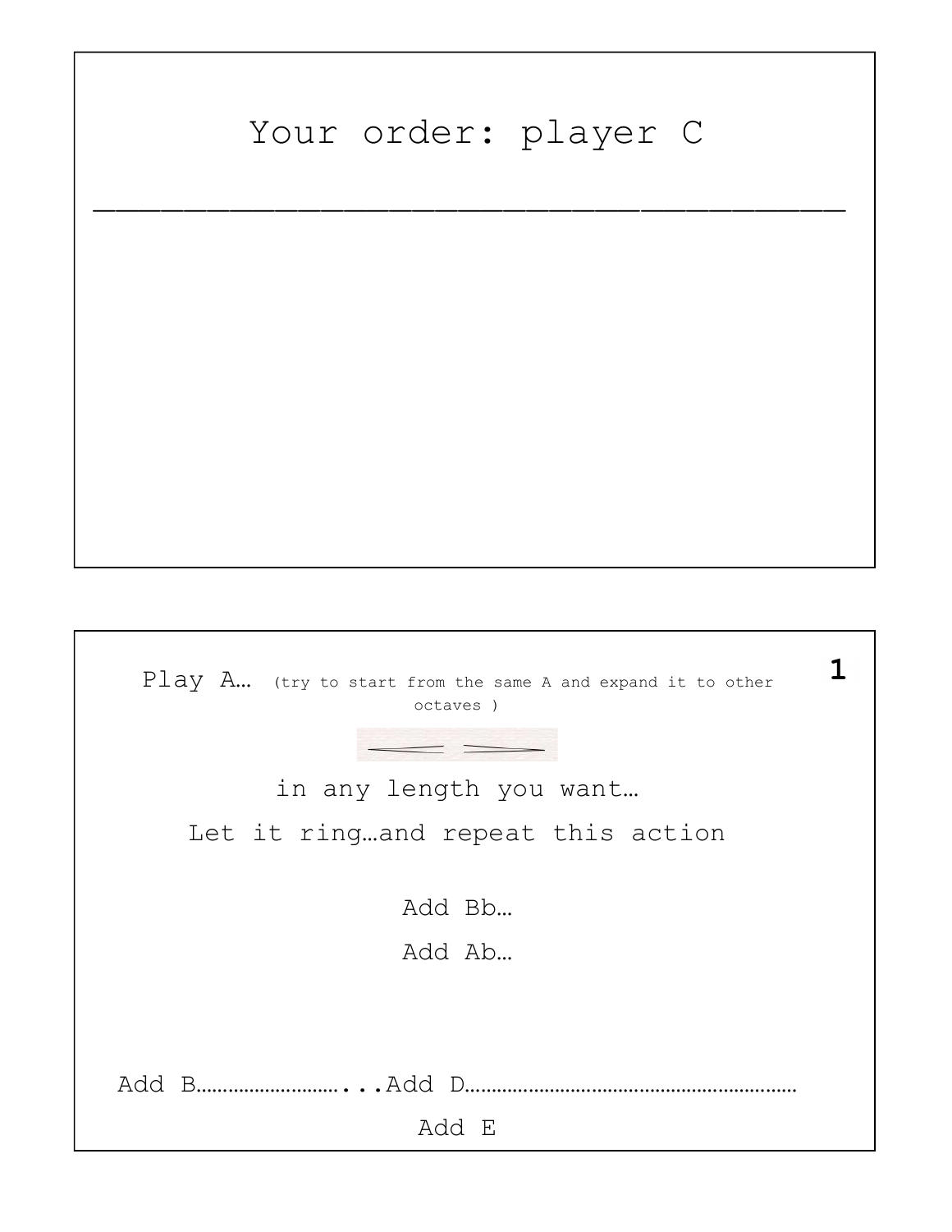# Your order: player C

---

**1**

Play A… (try to start from the same A and expand it to other octaves )

< >

in any length you want…

Let it ring…and repeat this action

Add Bb…

Add Ab…

Add B…………………………...Add D………………………………………………………

Add E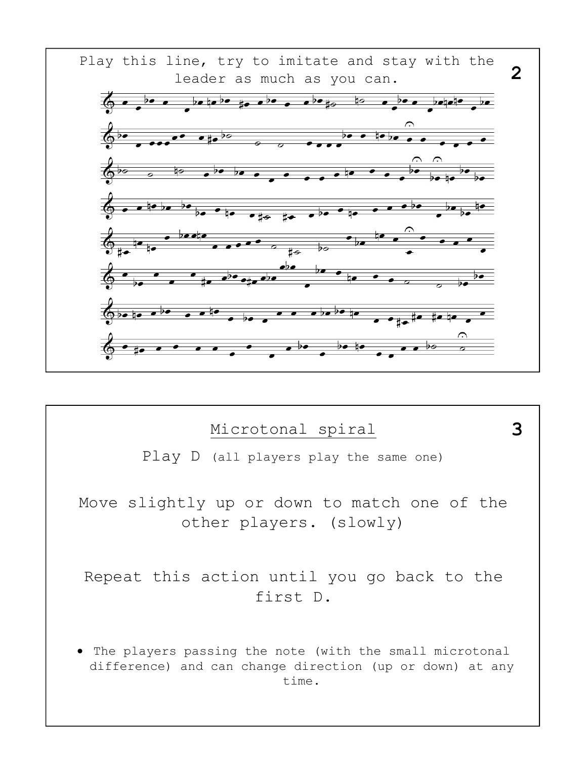## 2

Play this line, try to imitate and stay with the leader as much as you can.

## 3

### Microtonal spiral

Play D (all players play the same one)

Move slightly up or down to match one of the other players. (slowly)

Repeat this action until you go back to the first D.

- The players passing the note (with the small microtonal difference) and can change direction (up or down) at any time.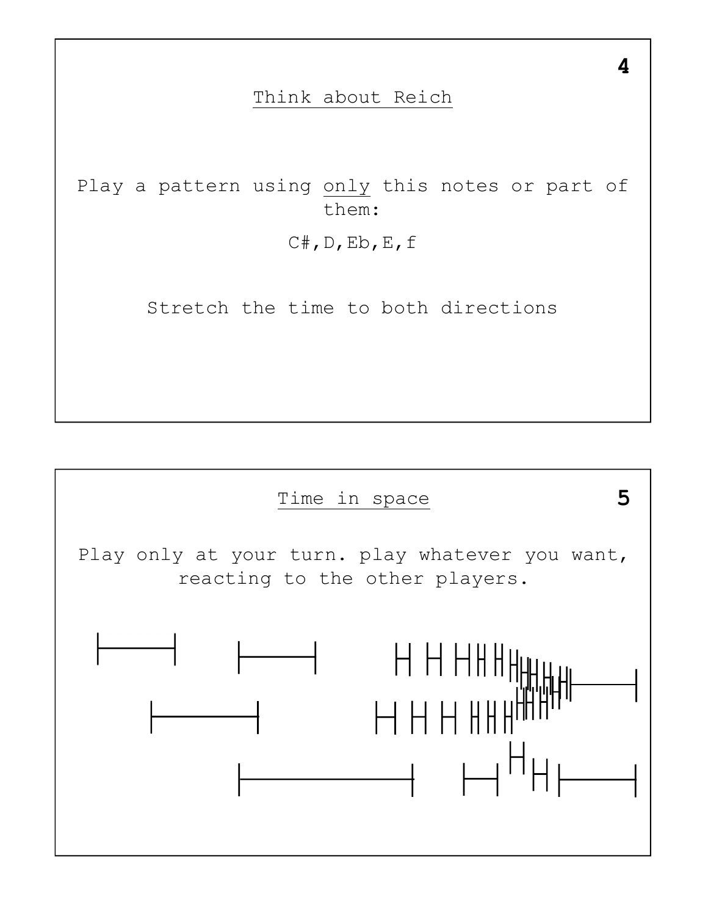## 4

### Think about Reich

Play a pattern using <u>only</u> this notes or part of them:

C#,D,Eb,E,f

Stretch the time to both directions

## 5

### Time in space

Play only at your turn. play whatever you want, reacting to the other players.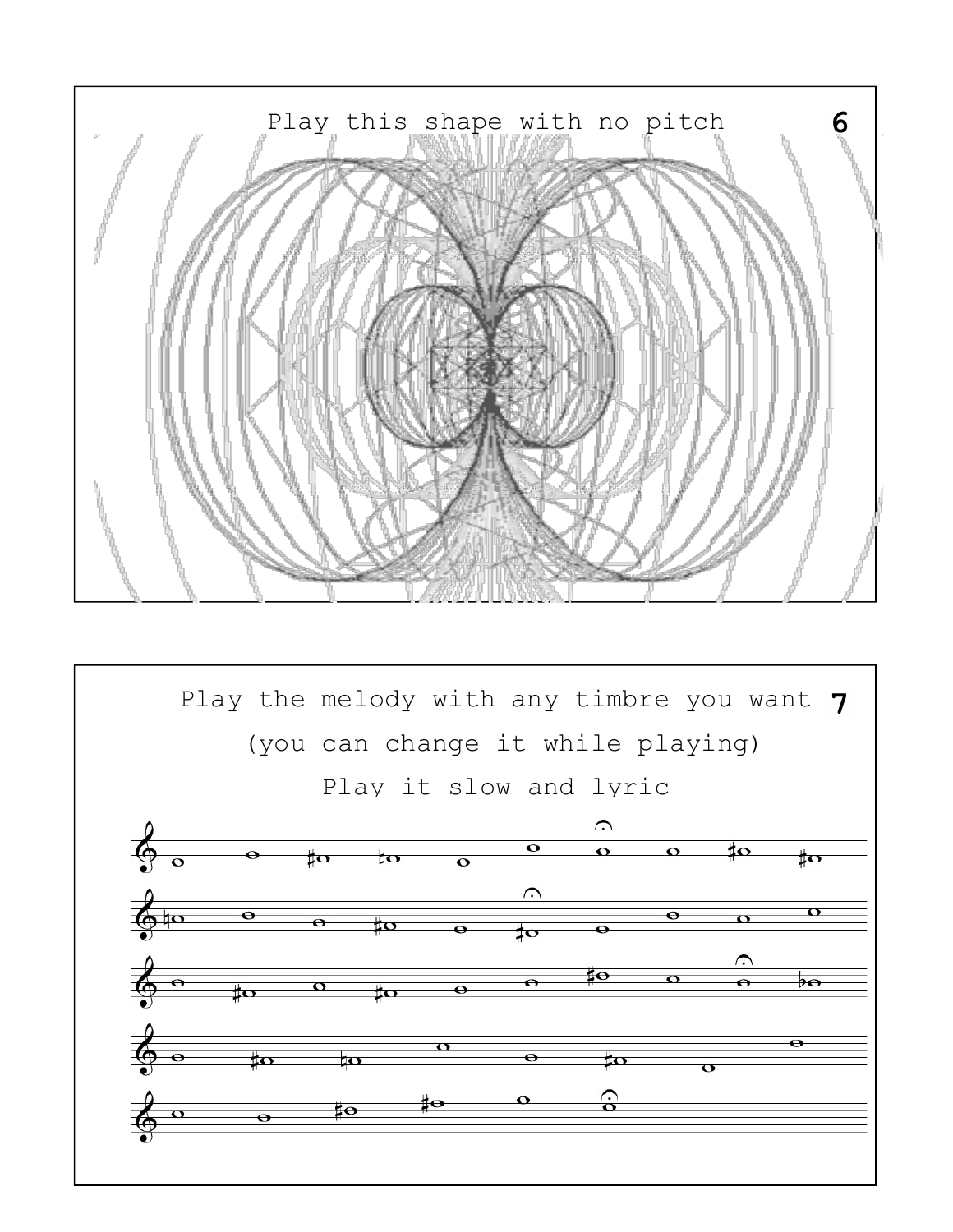Play this shape with no pitch **6**

Play the melody with any timbre you want **7**

(you can change it while playing)

Play it slow and lyric